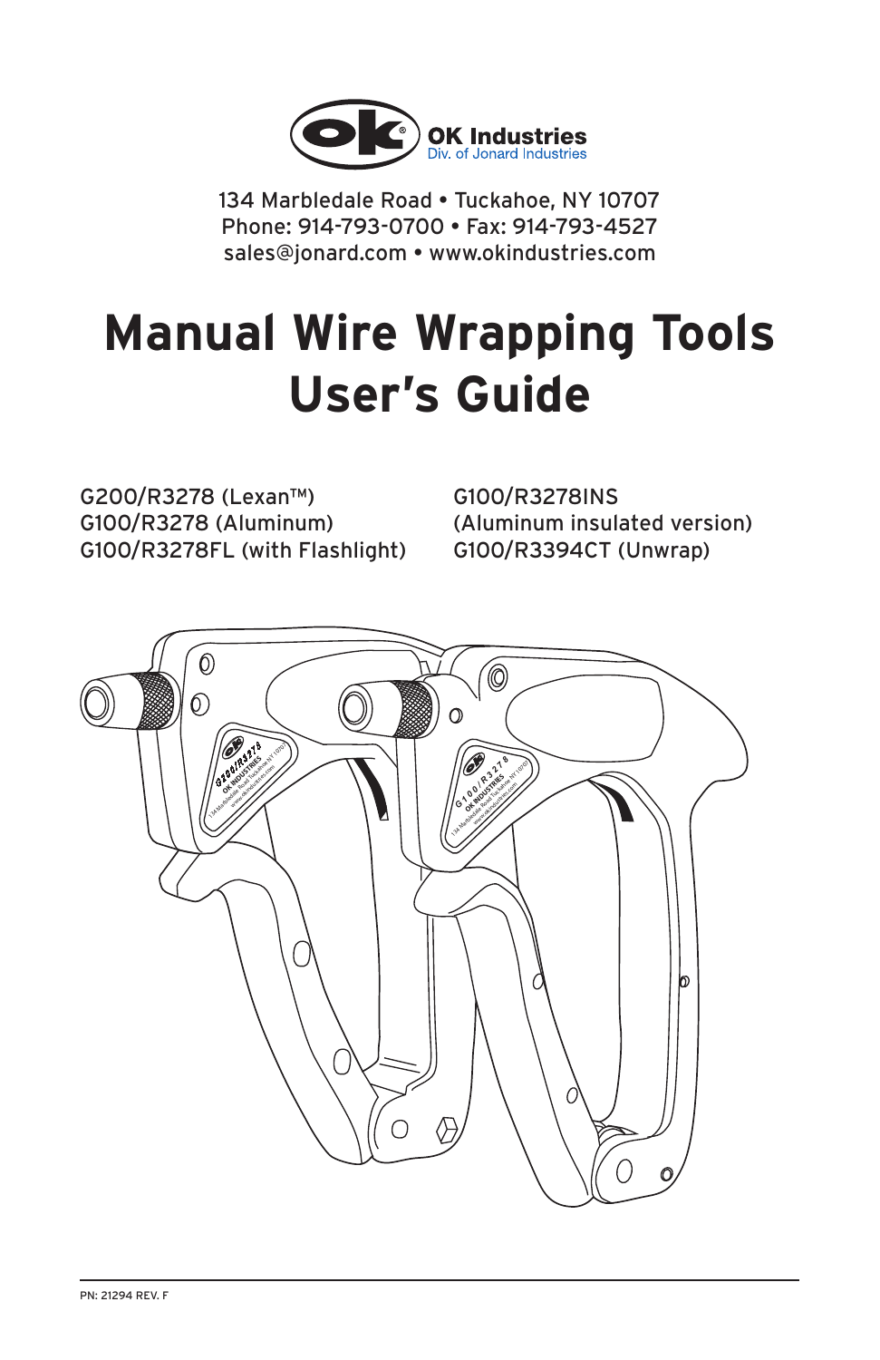OK Industries
Div. of Jonard Industries

134 Marbledale Road • Tuckahoe, NY 10707
Phone: 914-793-0700 • Fax: 914-793-4527
sales@jonard.com • www.okindustries.com

# Manual Wire Wrapping Tools User's Guide

G200/R3278 (Lexan™)
G100/R3278 (Aluminum)
G100/R3278FL (with Flashlight)
G100/R3278INS
(Aluminum insulated version)
G100/R3394CT (Unwrap)

PN: 21294 REV. F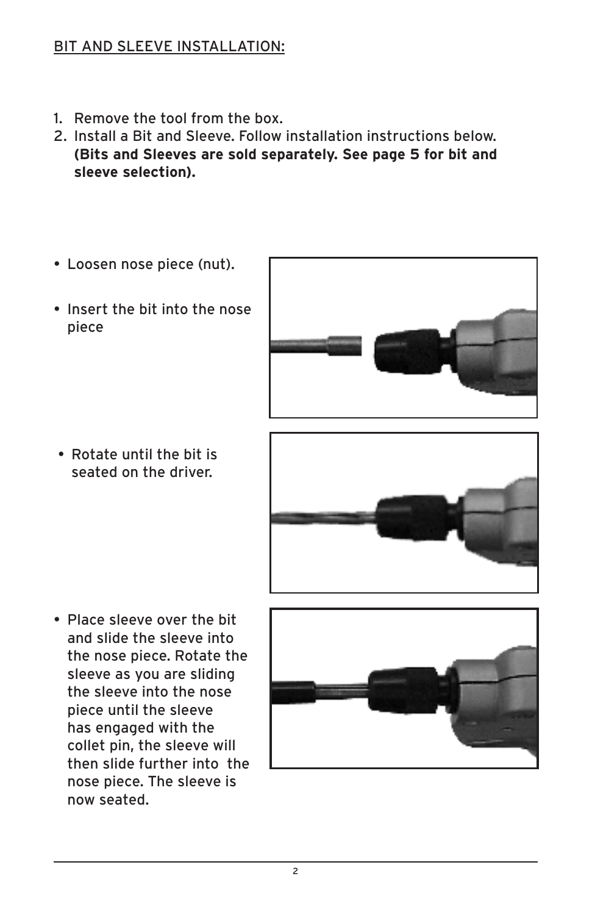BIT AND SLEEVE INSTALLATION:

1. Remove the tool from the box.
2. Install a Bit and Sleeve. Follow installation instructions below. **(Bits and Sleeves are sold separately. See page 5 for bit and sleeve selection).**

- Loosen nose piece (nut).
- Insert the bit into the nose piece

- Rotate until the bit is seated on the driver.

- Place sleeve over the bit and slide the sleeve into the nose piece. Rotate the sleeve as you are sliding the sleeve into the nose piece until the sleeve has engaged with the collet pin, the sleeve will then slide further into the nose piece. The sleeve is now seated.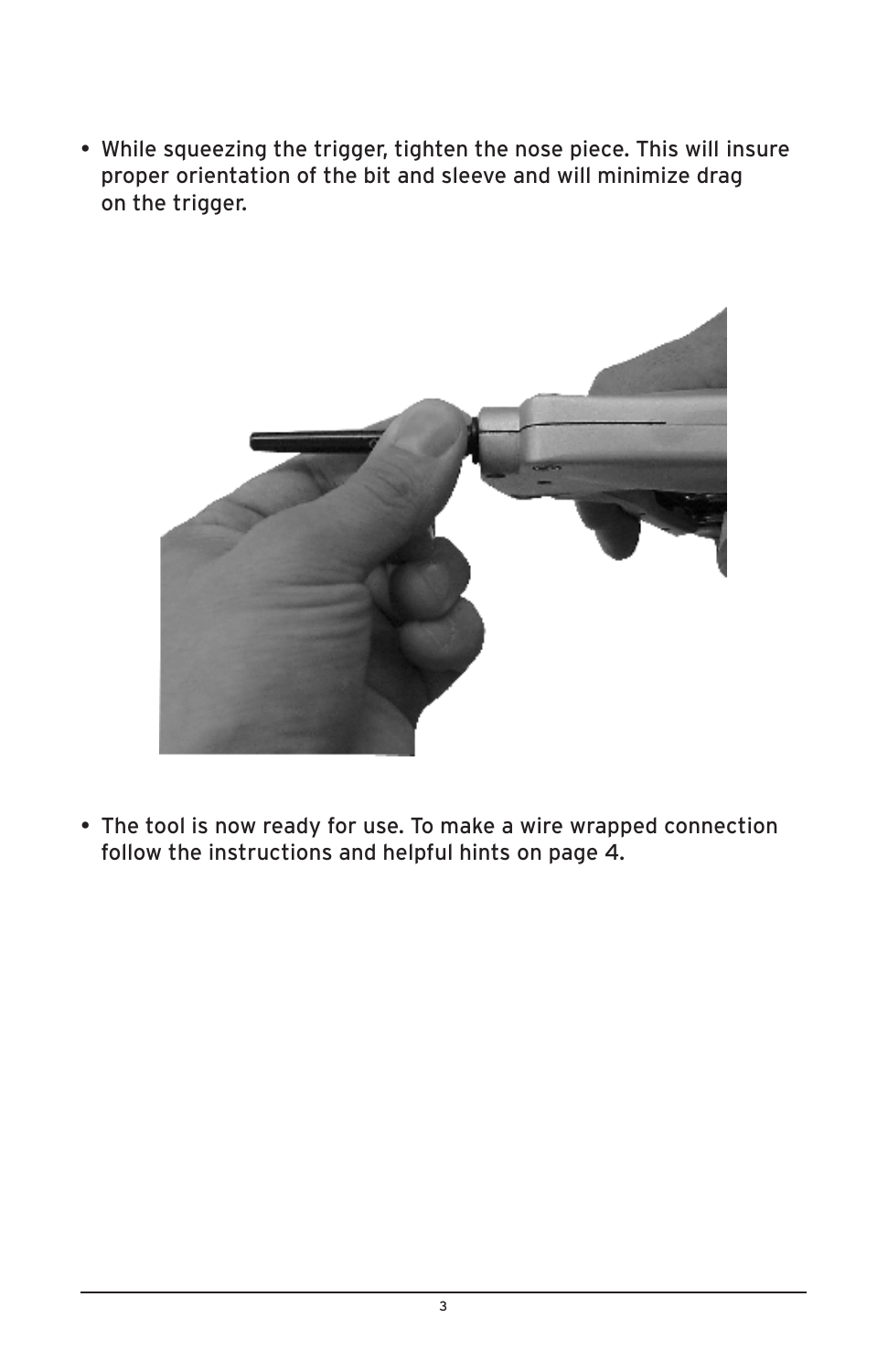- While squeezing the trigger, tighten the nose piece. This will insure proper orientation of the bit and sleeve and will minimize drag on the trigger.

- The tool is now ready for use. To make a wire wrapped connection follow the instructions and helpful hints on page 4.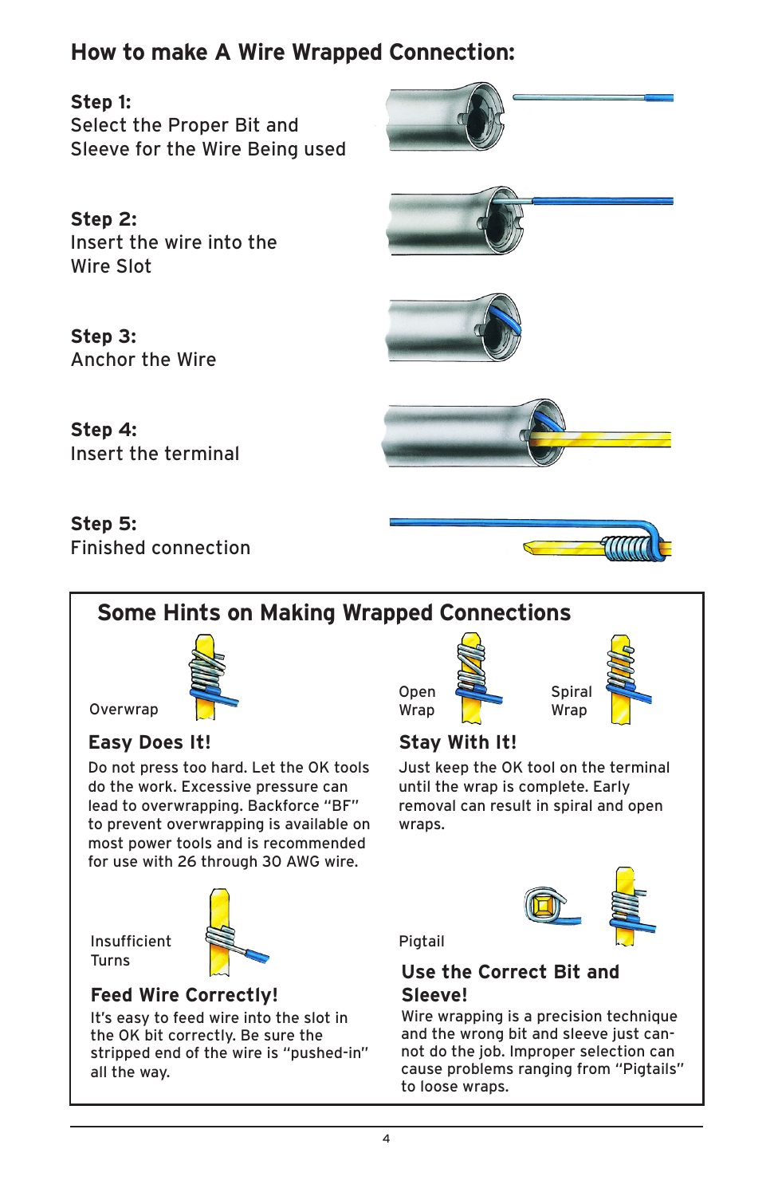## How to make A Wire Wrapped Connection:

**Step 1:**
Select the Proper Bit and Sleeve for the Wire Being used

**Step 2:**
Insert the wire into the Wire Slot

**Step 3:**
Anchor the Wire

**Step 4:**
Insert the terminal

**Step 5:**
Finished connection

## Some Hints on Making Wrapped Connections

Overwrap

### Easy Does It!

Do not press too hard. Let the OK tools do the work. Excessive pressure can lead to overwrapping. Backforce "BF" to prevent overwrapping is available on most power tools and is recommended for use with 26 through 30 AWG wire.

Open Wrap

Spiral Wrap

### Stay With It!

Just keep the OK tool on the terminal until the wrap is complete. Early removal can result in spiral and open wraps.

Insufficient Turns

### Feed Wire Correctly!

It's easy to feed wire into the slot in the OK bit correctly. Be sure the stripped end of the wire is "pushed-in" all the way.

Pigtail

### Use the Correct Bit and Sleeve!

Wire wrapping is a precision technique and the wrong bit and sleeve just cannot do the job. Improper selection can cause problems ranging from "Pigtails" to loose wraps.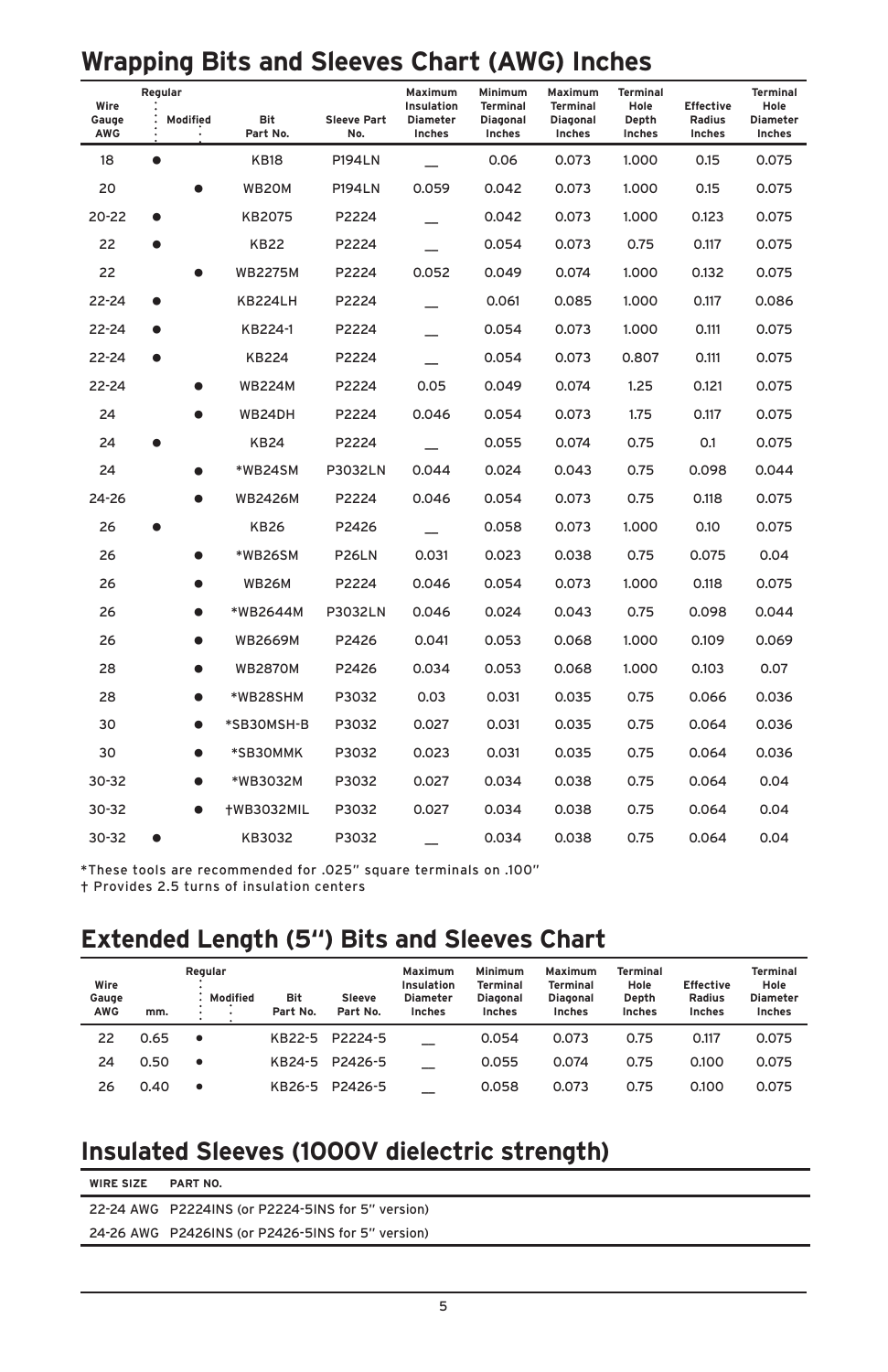## Wrapping Bits and Sleeves Chart (AWG) Inches

| Wire Gauge AWG | Regular | Modified | Bit Part No. | Sleeve Part No. | Maximum Insulation Diameter Inches | Minimum Terminal Diagonal Inches | Maximum Terminal Diagonal Inches | Terminal Hole Depth Inches | Effective Radius Inches | Terminal Hole Diameter Inches |
|---|---|---|---|---|---|---|---|---|---|---|
| 18 | ● | | KB18 | P194LN | __ | 0.06 | 0.073 | 1.000 | 0.15 | 0.075 |
| 20 | | ● | WB20M | P194LN | 0.059 | 0.042 | 0.073 | 1.000 | 0.15 | 0.075 |
| 20-22 | ● | | KB2075 | P2224 | __ | 0.042 | 0.073 | 1.000 | 0.123 | 0.075 |
| 22 | ● | | KB22 | P2224 | __ | 0.054 | 0.073 | 0.75 | 0.117 | 0.075 |
| 22 | | ● | WB2275M | P2224 | 0.052 | 0.049 | 0.074 | 1.000 | 0.132 | 0.075 |
| 22-24 | ● | | KB224LH | P2224 | __ | 0.061 | 0.085 | 1.000 | 0.117 | 0.086 |
| 22-24 | ● | | KB224-1 | P2224 | __ | 0.054 | 0.073 | 1.000 | 0.111 | 0.075 |
| 22-24 | ● | | KB224 | P2224 | __ | 0.054 | 0.073 | 0.807 | 0.111 | 0.075 |
| 22-24 | | ● | WB224M | P2224 | 0.05 | 0.049 | 0.074 | 1.25 | 0.121 | 0.075 |
| 24 | | ● | WB24DH | P2224 | 0.046 | 0.054 | 0.073 | 1.75 | 0.117 | 0.075 |
| 24 | ● | | KB24 | P2224 | __ | 0.055 | 0.074 | 0.75 | 0.1 | 0.075 |
| 24 | | ● | *WB24SM | P3032LN | 0.044 | 0.024 | 0.043 | 0.75 | 0.098 | 0.044 |
| 24-26 | | ● | WB2426M | P2224 | 0.046 | 0.054 | 0.073 | 0.75 | 0.118 | 0.075 |
| 26 | ● | | KB26 | P2426 | __ | 0.058 | 0.073 | 1.000 | 0.10 | 0.075 |
| 26 | | ● | *WB26SM | P26LN | 0.031 | 0.023 | 0.038 | 0.75 | 0.075 | 0.04 |
| 26 | | ● | WB26M | P2224 | 0.046 | 0.054 | 0.073 | 1.000 | 0.118 | 0.075 |
| 26 | | ● | *WB2644M | P3032LN | 0.046 | 0.024 | 0.043 | 0.75 | 0.098 | 0.044 |
| 26 | | ● | WB2669M | P2426 | 0.041 | 0.053 | 0.068 | 1.000 | 0.109 | 0.069 |
| 28 | | ● | WB2870M | P2426 | 0.034 | 0.053 | 0.068 | 1.000 | 0.103 | 0.07 |
| 28 | | ● | *WB28SHM | P3032 | 0.03 | 0.031 | 0.035 | 0.75 | 0.066 | 0.036 |
| 30 | | ● | *SB30MSH-B | P3032 | 0.027 | 0.031 | 0.035 | 0.75 | 0.064 | 0.036 |
| 30 | | ● | *SB30MMK | P3032 | 0.023 | 0.031 | 0.035 | 0.75 | 0.064 | 0.036 |
| 30-32 | | ● | *WB3032M | P3032 | 0.027 | 0.034 | 0.038 | 0.75 | 0.064 | 0.04 |
| 30-32 | | ● | †WB3032MIL | P3032 | 0.027 | 0.034 | 0.038 | 0.75 | 0.064 | 0.04 |
| 30-32 | ● | | KB3032 | P3032 | __ | 0.034 | 0.038 | 0.75 | 0.064 | 0.04 |

*These tools are recommended for .025" square terminals on .100"
† Provides 2.5 turns of insulation centers

## Extended Length (5") Bits and Sleeves Chart

| Wire Gauge AWG | mm. | Regular | Modified | Bit Part No. | Sleeve Part No. | Maximum Insulation Diameter Inches | Minimum Terminal Diagonal Inches | Maximum Terminal Diagonal Inches | Terminal Hole Depth Inches | Effective Radius Inches | Terminal Hole Diameter Inches |
|---|---|---|---|---|---|---|---|---|---|---|---|
| 22 | 0.65 | • | | KB22-5 | P2224-5 | __ | 0.054 | 0.073 | 0.75 | 0.117 | 0.075 |
| 24 | 0.50 | • | | KB24-5 | P2426-5 | __ | 0.055 | 0.074 | 0.75 | 0.100 | 0.075 |
| 26 | 0.40 | • | | KB26-5 | P2426-5 | __ | 0.058 | 0.073 | 0.75 | 0.100 | 0.075 |

## Insulated Sleeves (1000V dielectric strength)

| WIRE SIZE | PART NO. |
|---|---|
| 22-24 AWG | P2224INS (or P2224-5INS for 5" version) |
| 24-26 AWG | P2426INS (or P2426-5INS for 5" version) |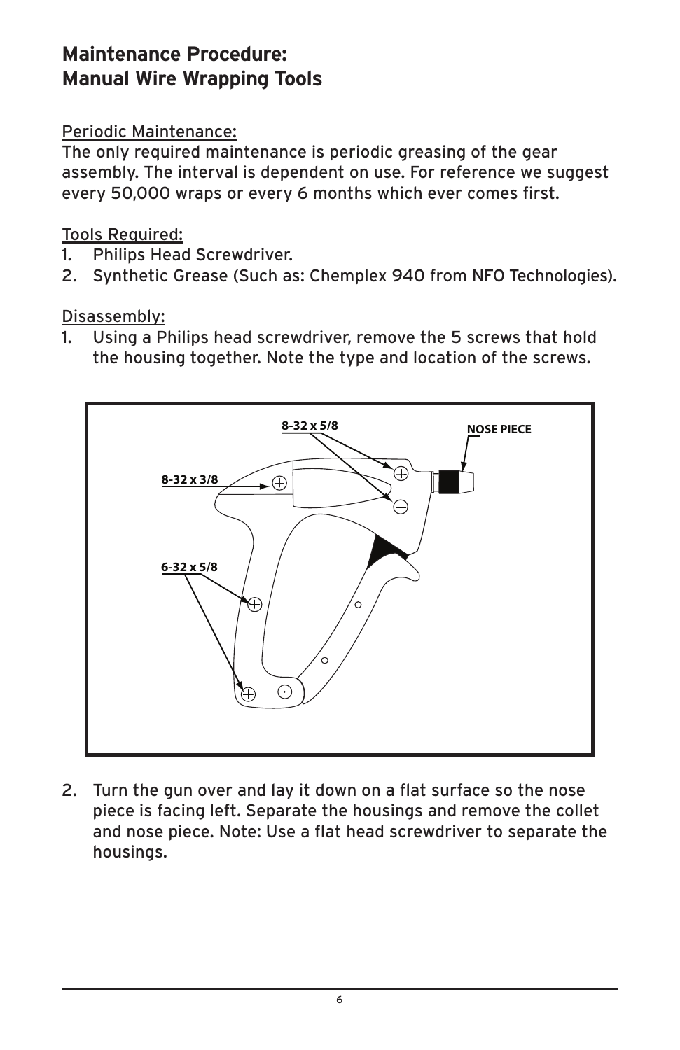## Maintenance Procedure: Manual Wire Wrapping Tools

Periodic Maintenance:
The only required maintenance is periodic greasing of the gear assembly. The interval is dependent on use. For reference we suggest every 50,000 wraps or every 6 months which ever comes first.

Tools Required:

1. Philips Head Screwdriver.
2. Synthetic Grease (Such as: Chemplex 940 from NFO Technologies).

Disassembly:

1. Using a Philips head screwdriver, remove the 5 screws that hold the housing together. Note the type and location of the screws.

2. Turn the gun over and lay it down on a flat surface so the nose piece is facing left. Separate the housings and remove the collet and nose piece. Note: Use a flat head screwdriver to separate the housings.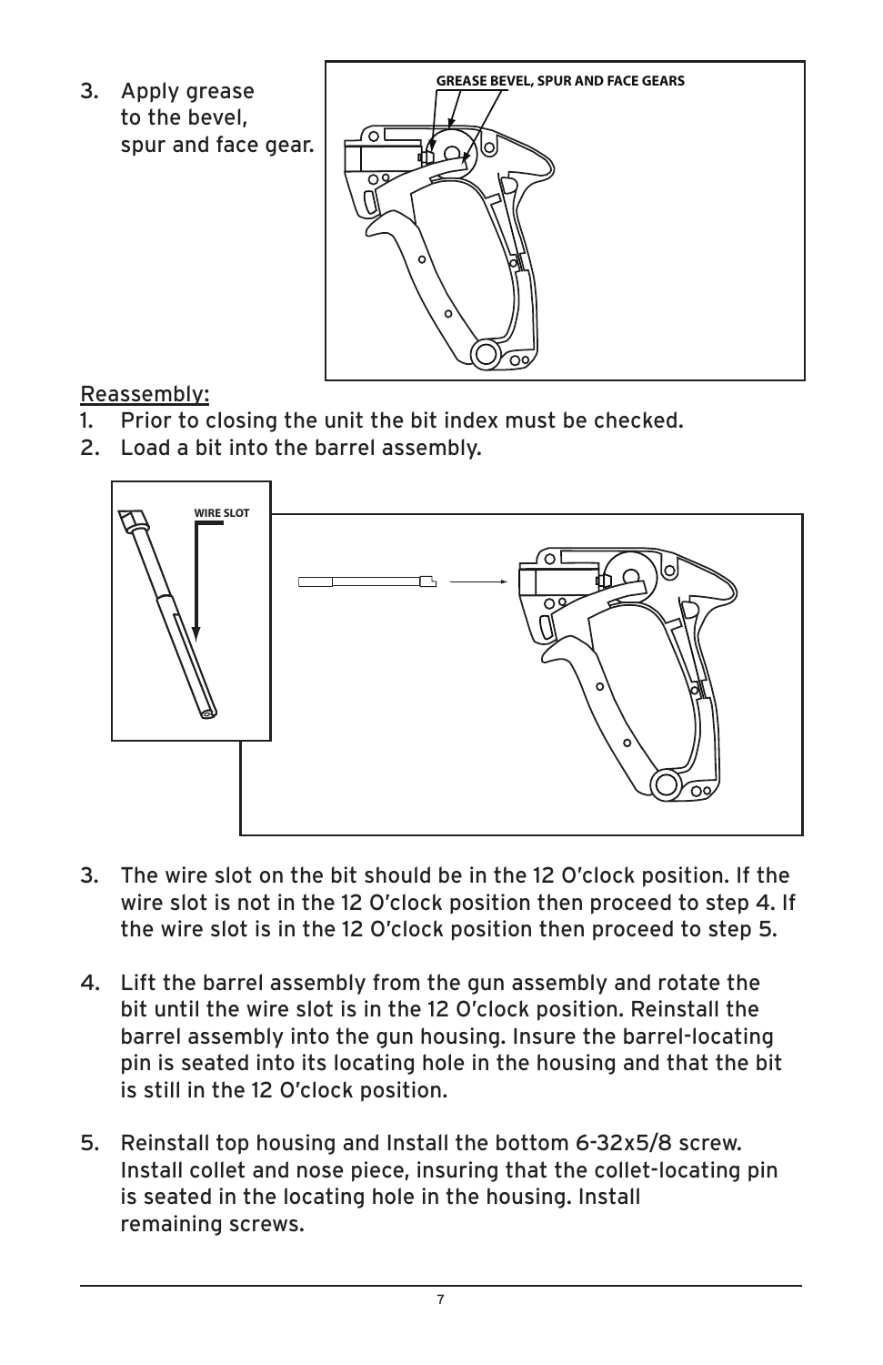3. Apply grease to the bevel, spur and face gear.

GREASE BEVEL, SPUR AND FACE GEARS

Reassembly:

1. Prior to closing the unit the bit index must be checked.
2. Load a bit into the barrel assembly.

WIRE SLOT

3. The wire slot on the bit should be in the 12 O'clock position. If the wire slot is not in the 12 O'clock position then proceed to step 4. If the wire slot is in the 12 O'clock position then proceed to step 5.

4. Lift the barrel assembly from the gun assembly and rotate the bit until the wire slot is in the 12 O'clock position. Reinstall the barrel assembly into the gun housing. Insure the barrel-locating pin is seated into its locating hole in the housing and that the bit is still in the 12 O'clock position.

5. Reinstall top housing and Install the bottom 6-32x5/8 screw. Install collet and nose piece, insuring that the collet-locating pin is seated in the locating hole in the housing. Install remaining screws.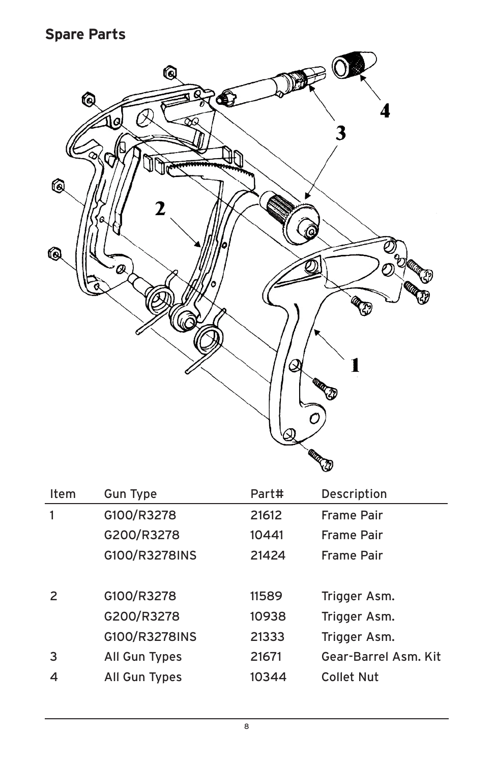## Spare Parts

4

3

2

1

| Item | Gun Type | Part# | Description |
|---|---|---|---|
| 1 | G100/R3278 | 21612 | Frame Pair |
| | G200/R3278 | 10441 | Frame Pair |
| | G100/R3278INS | 21424 | Frame Pair |
| | | | |
| 2 | G100/R3278 | 11589 | Trigger Asm. |
| | G200/R3278 | 10938 | Trigger Asm. |
| | G100/R3278INS | 21333 | Trigger Asm. |
| 3 | All Gun Types | 21671 | Gear-Barrel Asm. Kit |
| 4 | All Gun Types | 10344 | Collet Nut |